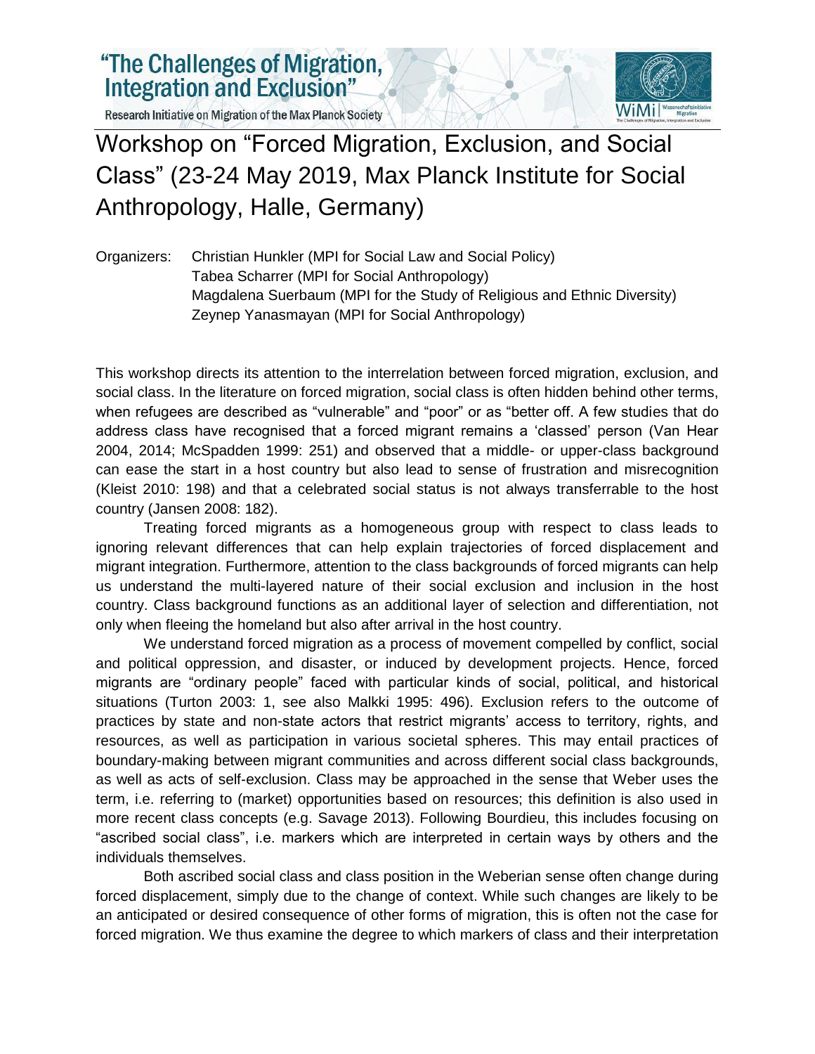# "The Challenges of Migration, Integration and Exclusion"

Research Initiative on Migration of the Max Planck Society

## Workshop on "Forced Migration, Exclusion, and Social Class" (23-24 May 2019, Max Planck Institute for Social Anthropology, Halle, Germany)

Organizers: Christian Hunkler (MPI for Social Law and Social Policy)
Tabea Scharrer (MPI for Social Anthropology)
Magdalena Suerbaum (MPI for the Study of Religious and Ethnic Diversity)
Zeynep Yanasmayan (MPI for Social Anthropology)

This workshop directs its attention to the interrelation between forced migration, exclusion, and social class. In the literature on forced migration, social class is often hidden behind other terms, when refugees are described as "vulnerable" and "poor" or as "better off. A few studies that do address class have recognised that a forced migrant remains a 'classed' person (Van Hear 2004, 2014; McSpadden 1999: 251) and observed that a middle- or upper-class background can ease the start in a host country but also lead to sense of frustration and misrecognition (Kleist 2010: 198) and that a celebrated social status is not always transferrable to the host country (Jansen 2008: 182).

Treating forced migrants as a homogeneous group with respect to class leads to ignoring relevant differences that can help explain trajectories of forced displacement and migrant integration. Furthermore, attention to the class backgrounds of forced migrants can help us understand the multi-layered nature of their social exclusion and inclusion in the host country. Class background functions as an additional layer of selection and differentiation, not only when fleeing the homeland but also after arrival in the host country.

We understand forced migration as a process of movement compelled by conflict, social and political oppression, and disaster, or induced by development projects. Hence, forced migrants are "ordinary people" faced with particular kinds of social, political, and historical situations (Turton 2003: 1, see also Malkki 1995: 496). Exclusion refers to the outcome of practices by state and non-state actors that restrict migrants' access to territory, rights, and resources, as well as participation in various societal spheres. This may entail practices of boundary-making between migrant communities and across different social class backgrounds, as well as acts of self-exclusion. Class may be approached in the sense that Weber uses the term, i.e. referring to (market) opportunities based on resources; this definition is also used in more recent class concepts (e.g. Savage 2013). Following Bourdieu, this includes focusing on "ascribed social class", i.e. markers which are interpreted in certain ways by others and the individuals themselves.

Both ascribed social class and class position in the Weberian sense often change during forced displacement, simply due to the change of context. While such changes are likely to be an anticipated or desired consequence of other forms of migration, this is often not the case for forced migration. We thus examine the degree to which markers of class and their interpretation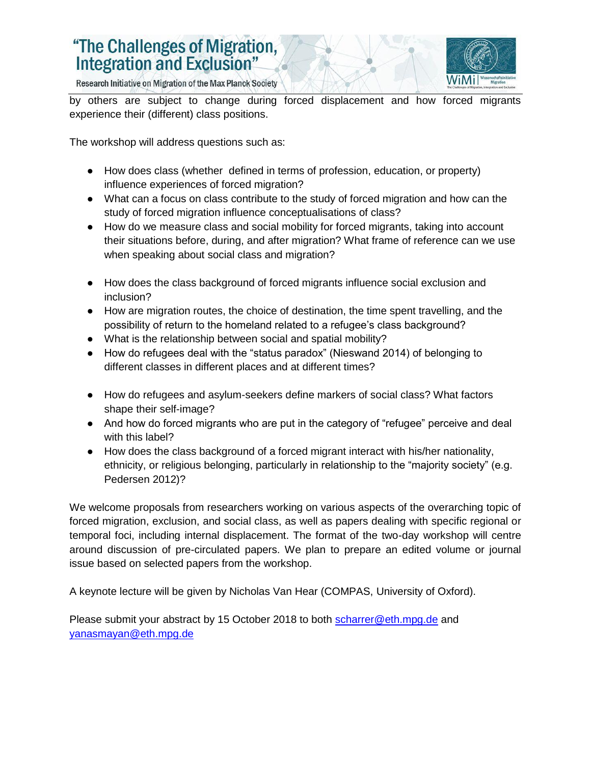by others are subject to change during forced displacement and how forced migrants experience their (different) class positions.

The workshop will address questions such as:

- How does class (whether defined in terms of profession, education, or property) influence experiences of forced migration?
- What can a focus on class contribute to the study of forced migration and how can the study of forced migration influence conceptualisations of class?
- How do we measure class and social mobility for forced migrants, taking into account their situations before, during, and after migration? What frame of reference can we use when speaking about social class and migration?

- How does the class background of forced migrants influence social exclusion and inclusion?
- How are migration routes, the choice of destination, the time spent travelling, and the possibility of return to the homeland related to a refugee's class background?
- What is the relationship between social and spatial mobility?
- How do refugees deal with the "status paradox" (Nieswand 2014) of belonging to different classes in different places and at different times?

- How do refugees and asylum-seekers define markers of social class? What factors shape their self-image?
- And how do forced migrants who are put in the category of "refugee" perceive and deal with this label?
- How does the class background of a forced migrant interact with his/her nationality, ethnicity, or religious belonging, particularly in relationship to the "majority society" (e.g. Pedersen 2012)?

We welcome proposals from researchers working on various aspects of the overarching topic of forced migration, exclusion, and social class, as well as papers dealing with specific regional or temporal foci, including internal displacement. The format of the two-day workshop will centre around discussion of pre-circulated papers. We plan to prepare an edited volume or journal issue based on selected papers from the workshop.

A keynote lecture will be given by Nicholas Van Hear (COMPAS, University of Oxford).

Please submit your abstract by 15 October 2018 to both scharrer@eth.mpg.de and yanasmayan@eth.mpg.de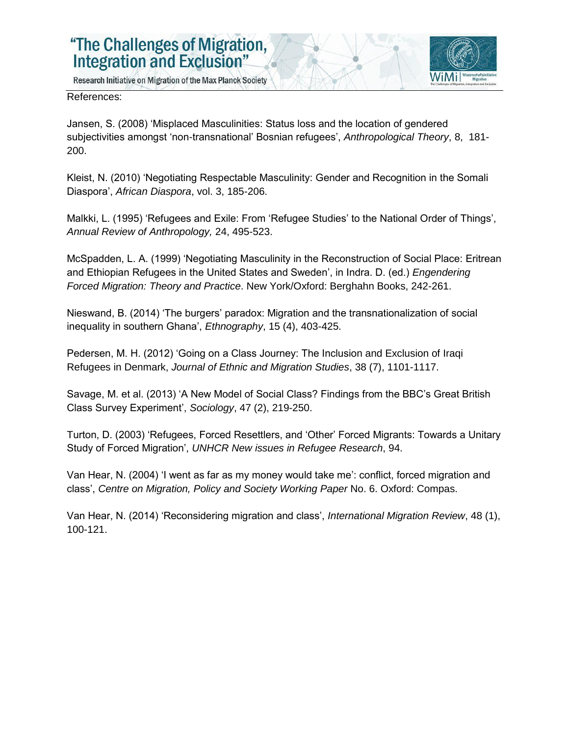References:

Jansen, S. (2008) 'Misplaced Masculinities: Status loss and the location of gendered subjectivities amongst 'non-transnational' Bosnian refugees', *Anthropological Theory*, 8, 181-200.

Kleist, N. (2010) 'Negotiating Respectable Masculinity: Gender and Recognition in the Somali Diaspora', *African Diaspora*, vol. 3, 185-206.

Malkki, L. (1995) 'Refugees and Exile: From 'Refugee Studies' to the National Order of Things', *Annual Review of Anthropology,* 24, 495-523.

McSpadden, L. A. (1999) 'Negotiating Masculinity in the Reconstruction of Social Place: Eritrean and Ethiopian Refugees in the United States and Sweden', in Indra. D. (ed.) *Engendering Forced Migration: Theory and Practice*. New York/Oxford: Berghahn Books, 242-261.

Nieswand, B. (2014) 'The burgers' paradox: Migration and the transnationalization of social inequality in southern Ghana', *Ethnography*, 15 (4), 403-425.

Pedersen, M. H. (2012) 'Going on a Class Journey: The Inclusion and Exclusion of Iraqi Refugees in Denmark, *Journal of Ethnic and Migration Studies*, 38 (7), 1101-1117.

Savage, M. et al. (2013) 'A New Model of Social Class? Findings from the BBC's Great British Class Survey Experiment', *Sociology*, 47 (2), 219-250.

Turton, D. (2003) 'Refugees, Forced Resettlers, and 'Other' Forced Migrants: Towards a Unitary Study of Forced Migration', *UNHCR New issues in Refugee Research*, 94.

Van Hear, N. (2004) 'I went as far as my money would take me': conflict, forced migration and class', *Centre on Migration, Policy and Society Working Paper* No. 6. Oxford: Compas.

Van Hear, N. (2014) 'Reconsidering migration and class', *International Migration Review*, 48 (1), 100-121.